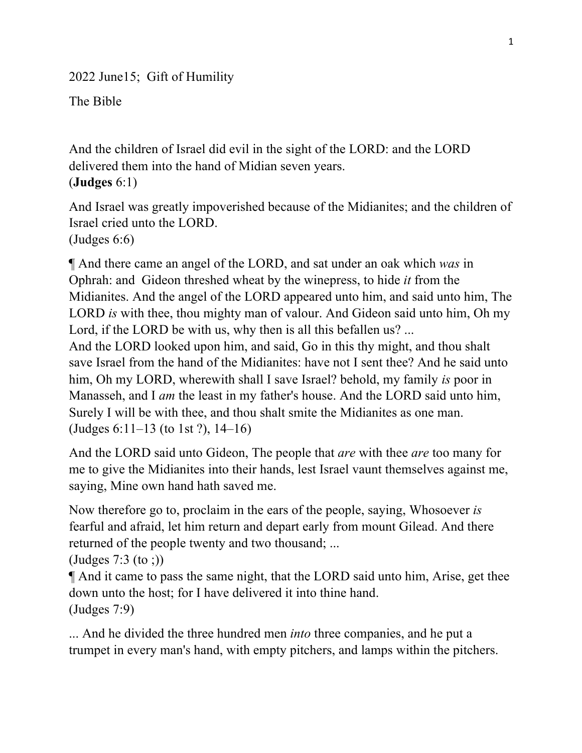2022 June15; Gift of Humility

The Bible

And the children of Israel did evil in the sight of the LORD: and the LORD delivered them into the hand of Midian seven years.
(**Judges** 6:1)

And Israel was greatly impoverished because of the Midianites; and the children of Israel cried unto the LORD.
(Judges 6:6)

¶ And there came an angel of the LORD, and sat under an oak which *was* in Ophrah: and Gideon threshed wheat by the winepress, to hide *it* from the Midianites. And the angel of the LORD appeared unto him, and said unto him, The LORD *is* with thee, thou mighty man of valour. And Gideon said unto him, Oh my Lord, if the LORD be with us, why then is all this befallen us? ...
And the LORD looked upon him, and said, Go in this thy might, and thou shalt save Israel from the hand of the Midianites: have not I sent thee? And he said unto him, Oh my LORD, wherewith shall I save Israel? behold, my family *is* poor in Manasseh, and I *am* the least in my father's house. And the LORD said unto him, Surely I will be with thee, and thou shalt smite the Midianites as one man.
(Judges 6:11–13 (to 1st ?), 14–16)

And the LORD said unto Gideon, The people that *are* with thee *are* too many for me to give the Midianites into their hands, lest Israel vaunt themselves against me, saying, Mine own hand hath saved me.

Now therefore go to, proclaim in the ears of the people, saying, Whosoever *is* fearful and afraid, let him return and depart early from mount Gilead. And there returned of the people twenty and two thousand; ...
(Judges 7:3 (to ;))
¶ And it came to pass the same night, that the LORD said unto him, Arise, get thee down unto the host; for I have delivered it into thine hand.
(Judges 7:9)

... And he divided the three hundred men *into* three companies, and he put a trumpet in every man's hand, with empty pitchers, and lamps within the pitchers.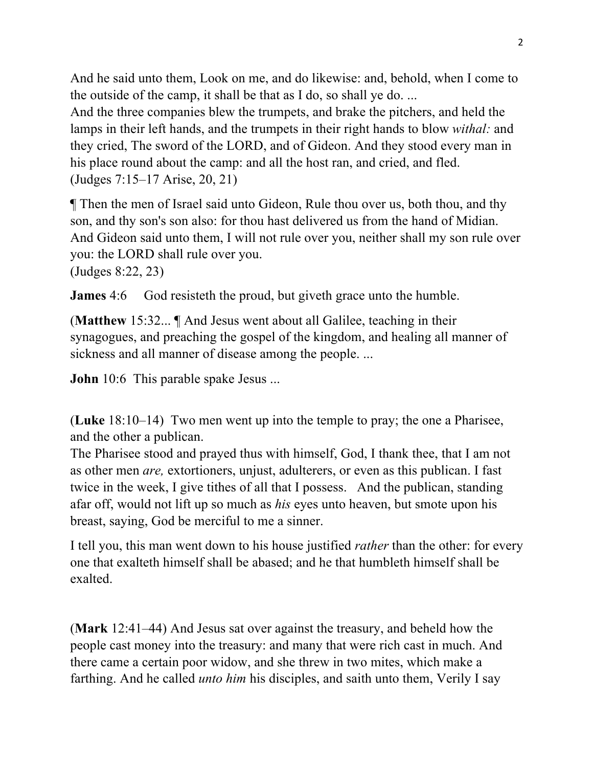And he said unto them, Look on me, and do likewise: and, behold, when I come to the outside of the camp, it shall be that as I do, so shall ye do. ...
And the three companies blew the trumpets, and brake the pitchers, and held the lamps in their left hands, and the trumpets in their right hands to blow *withal:* and they cried, The sword of the LORD, and of Gideon. And they stood every man in his place round about the camp: and all the host ran, and cried, and fled.
(Judges 7:15–17 Arise, 20, 21)

¶ Then the men of Israel said unto Gideon, Rule thou over us, both thou, and thy son, and thy son's son also: for thou hast delivered us from the hand of Midian.
And Gideon said unto them, I will not rule over you, neither shall my son rule over you: the LORD shall rule over you.
(Judges 8:22, 23)

**James** 4:6 God resisteth the proud, but giveth grace unto the humble.

(**Matthew** 15:32... ¶ And Jesus went about all Galilee, teaching in their synagogues, and preaching the gospel of the kingdom, and healing all manner of sickness and all manner of disease among the people. ...

**John** 10:6 This parable spake Jesus ...

(**Luke** 18:10–14) Two men went up into the temple to pray; the one a Pharisee, and the other a publican.
The Pharisee stood and prayed thus with himself, God, I thank thee, that I am not as other men *are,* extortioners, unjust, adulterers, or even as this publican. I fast twice in the week, I give tithes of all that I possess. And the publican, standing afar off, would not lift up so much as *his* eyes unto heaven, but smote upon his breast, saying, God be merciful to me a sinner.

I tell you, this man went down to his house justified *rather* than the other: for every one that exalteth himself shall be abased; and he that humbleth himself shall be exalted.

(**Mark** 12:41–44) And Jesus sat over against the treasury, and beheld how the people cast money into the treasury: and many that were rich cast in much. And there came a certain poor widow, and she threw in two mites, which make a farthing. And he called *unto him* his disciples, and saith unto them, Verily I say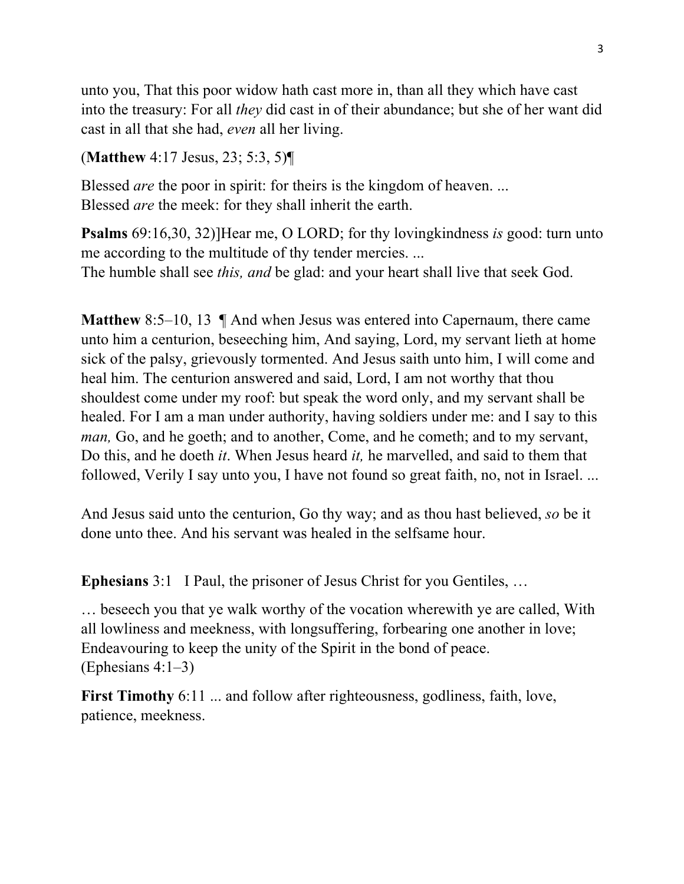unto you, That this poor widow hath cast more in, than all they which have cast into the treasury: For all *they* did cast in of their abundance; but she of her want did cast in all that she had, *even* all her living.

(**Matthew** 4:17 Jesus, 23; 5:3, 5)¶

Blessed *are* the poor in spirit: for theirs is the kingdom of heaven. ...
Blessed *are* the meek: for they shall inherit the earth.

**Psalms** 69:16,30, 32)]Hear me, O LORD; for thy lovingkindness *is* good: turn unto me according to the multitude of thy tender mercies. ...
The humble shall see *this, and* be glad: and your heart shall live that seek God.

**Matthew** 8:5–10, 13 ¶ And when Jesus was entered into Capernaum, there came unto him a centurion, beseeching him, And saying, Lord, my servant lieth at home sick of the palsy, grievously tormented. And Jesus saith unto him, I will come and heal him. The centurion answered and said, Lord, I am not worthy that thou shouldest come under my roof: but speak the word only, and my servant shall be healed. For I am a man under authority, having soldiers under me: and I say to this *man,* Go, and he goeth; and to another, Come, and he cometh; and to my servant, Do this, and he doeth *it*. When Jesus heard *it,* he marvelled, and said to them that followed, Verily I say unto you, I have not found so great faith, no, not in Israel. ...

And Jesus said unto the centurion, Go thy way; and as thou hast believed, *so* be it done unto thee. And his servant was healed in the selfsame hour.

**Ephesians** 3:1 I Paul, the prisoner of Jesus Christ for you Gentiles, …

… beseech you that ye walk worthy of the vocation wherewith ye are called, With all lowliness and meekness, with longsuffering, forbearing one another in love; Endeavouring to keep the unity of the Spirit in the bond of peace.
(Ephesians 4:1–3)

**First Timothy** 6:11 ... and follow after righteousness, godliness, faith, love, patience, meekness.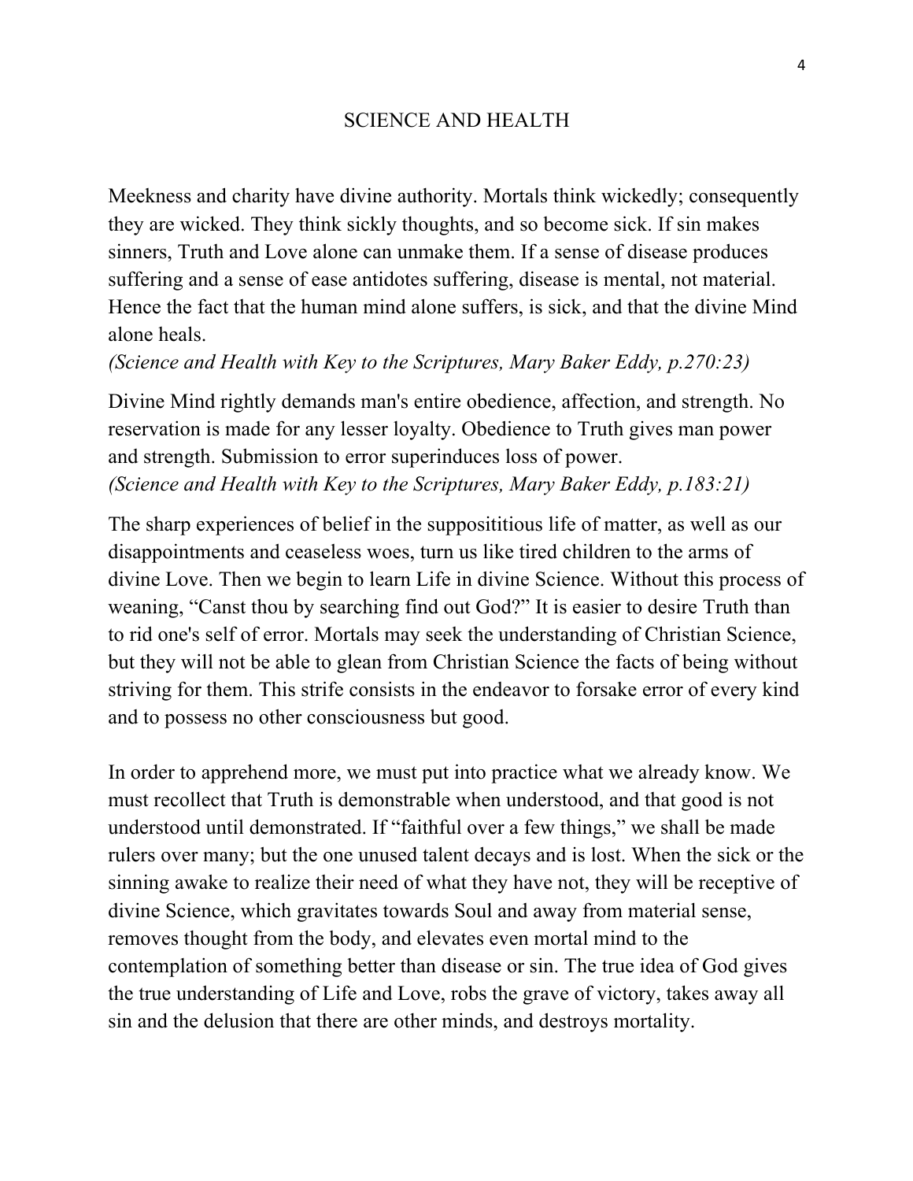## SCIENCE AND HEALTH

Meekness and charity have divine authority. Mortals think wickedly; consequently they are wicked. They think sickly thoughts, and so become sick. If sin makes sinners, Truth and Love alone can unmake them. If a sense of disease produces suffering and a sense of ease antidotes suffering, disease is mental, not material. Hence the fact that the human mind alone suffers, is sick, and that the divine Mind alone heals.
*(Science and Health with Key to the Scriptures, Mary Baker Eddy, p.270:23)*

Divine Mind rightly demands man's entire obedience, affection, and strength. No reservation is made for any lesser loyalty. Obedience to Truth gives man power and strength. Submission to error superinduces loss of power.
*(Science and Health with Key to the Scriptures, Mary Baker Eddy, p.183:21)*

The sharp experiences of belief in the supposititious life of matter, as well as our disappointments and ceaseless woes, turn us like tired children to the arms of divine Love. Then we begin to learn Life in divine Science. Without this process of weaning, "Canst thou by searching find out God?" It is easier to desire Truth than to rid one's self of error. Mortals may seek the understanding of Christian Science, but they will not be able to glean from Christian Science the facts of being without striving for them. This strife consists in the endeavor to forsake error of every kind and to possess no other consciousness but good.

In order to apprehend more, we must put into practice what we already know. We must recollect that Truth is demonstrable when understood, and that good is not understood until demonstrated. If "faithful over a few things," we shall be made rulers over many; but the one unused talent decays and is lost. When the sick or the sinning awake to realize their need of what they have not, they will be receptive of divine Science, which gravitates towards Soul and away from material sense, removes thought from the body, and elevates even mortal mind to the contemplation of something better than disease or sin. The true idea of God gives the true understanding of Life and Love, robs the grave of victory, takes away all sin and the delusion that there are other minds, and destroys mortality.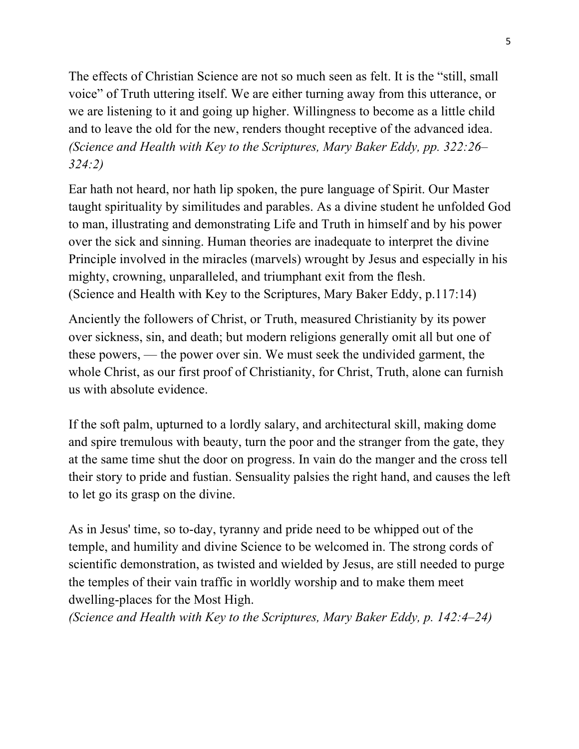The effects of Christian Science are not so much seen as felt. It is the "still, small voice" of Truth uttering itself. We are either turning away from this utterance, or we are listening to it and going up higher. Willingness to become as a little child and to leave the old for the new, renders thought receptive of the advanced idea. *(Science and Health with Key to the Scriptures, Mary Baker Eddy, pp. 322:26–324:2)*

Ear hath not heard, nor hath lip spoken, the pure language of Spirit. Our Master taught spirituality by similitudes and parables. As a divine student he unfolded God to man, illustrating and demonstrating Life and Truth in himself and by his power over the sick and sinning. Human theories are inadequate to interpret the divine Principle involved in the miracles (marvels) wrought by Jesus and especially in his mighty, crowning, unparalleled, and triumphant exit from the flesh.
(Science and Health with Key to the Scriptures, Mary Baker Eddy, p.117:14)

Anciently the followers of Christ, or Truth, measured Christianity by its power over sickness, sin, and death; but modern religions generally omit all but one of these powers, — the power over sin. We must seek the undivided garment, the whole Christ, as our first proof of Christianity, for Christ, Truth, alone can furnish us with absolute evidence.

If the soft palm, upturned to a lordly salary, and architectural skill, making dome and spire tremulous with beauty, turn the poor and the stranger from the gate, they at the same time shut the door on progress. In vain do the manger and the cross tell their story to pride and fustian. Sensuality palsies the right hand, and causes the left to let go its grasp on the divine.

As in Jesus' time, so to-day, tyranny and pride need to be whipped out of the temple, and humility and divine Science to be welcomed in. The strong cords of scientific demonstration, as twisted and wielded by Jesus, are still needed to purge the temples of their vain traffic in worldly worship and to make them meet dwelling-places for the Most High.
*(Science and Health with Key to the Scriptures, Mary Baker Eddy, p. 142:4–24)*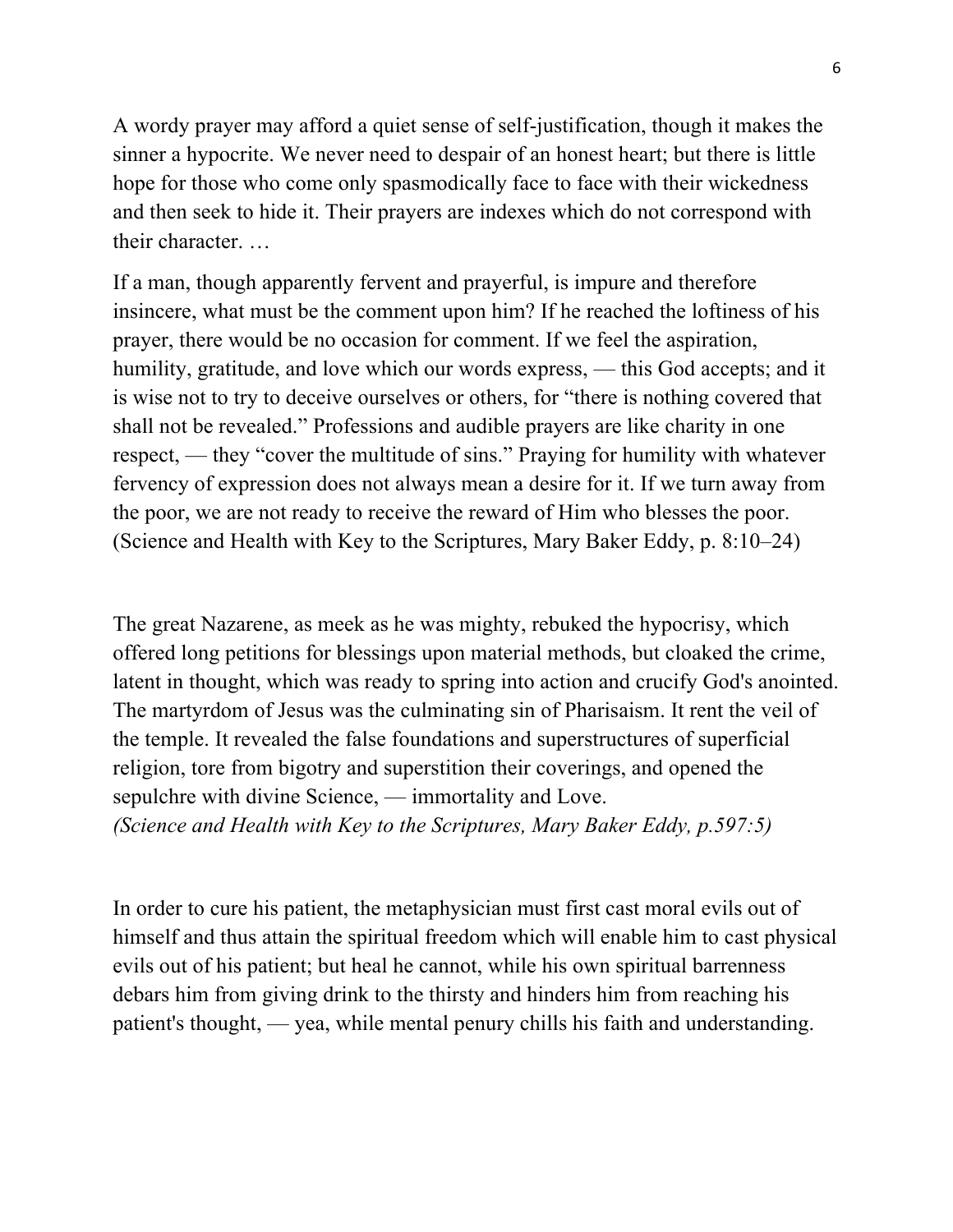A wordy prayer may afford a quiet sense of self-justification, though it makes the sinner a hypocrite. We never need to despair of an honest heart; but there is little hope for those who come only spasmodically face to face with their wickedness and then seek to hide it. Their prayers are indexes which do not correspond with their character. …

If a man, though apparently fervent and prayerful, is impure and therefore insincere, what must be the comment upon him? If he reached the loftiness of his prayer, there would be no occasion for comment. If we feel the aspiration, humility, gratitude, and love which our words express, — this God accepts; and it is wise not to try to deceive ourselves or others, for "there is nothing covered that shall not be revealed." Professions and audible prayers are like charity in one respect, — they "cover the multitude of sins." Praying for humility with whatever fervency of expression does not always mean a desire for it. If we turn away from the poor, we are not ready to receive the reward of Him who blesses the poor. (Science and Health with Key to the Scriptures, Mary Baker Eddy, p. 8:10–24)

The great Nazarene, as meek as he was mighty, rebuked the hypocrisy, which offered long petitions for blessings upon material methods, but cloaked the crime, latent in thought, which was ready to spring into action and crucify God's anointed. The martyrdom of Jesus was the culminating sin of Pharisaism. It rent the veil of the temple. It revealed the false foundations and superstructures of superficial religion, tore from bigotry and superstition their coverings, and opened the sepulchre with divine Science, — immortality and Love.
*(Science and Health with Key to the Scriptures, Mary Baker Eddy, p.597:5)*

In order to cure his patient, the metaphysician must first cast moral evils out of himself and thus attain the spiritual freedom which will enable him to cast physical evils out of his patient; but heal he cannot, while his own spiritual barrenness debars him from giving drink to the thirsty and hinders him from reaching his patient's thought, — yea, while mental penury chills his faith and understanding.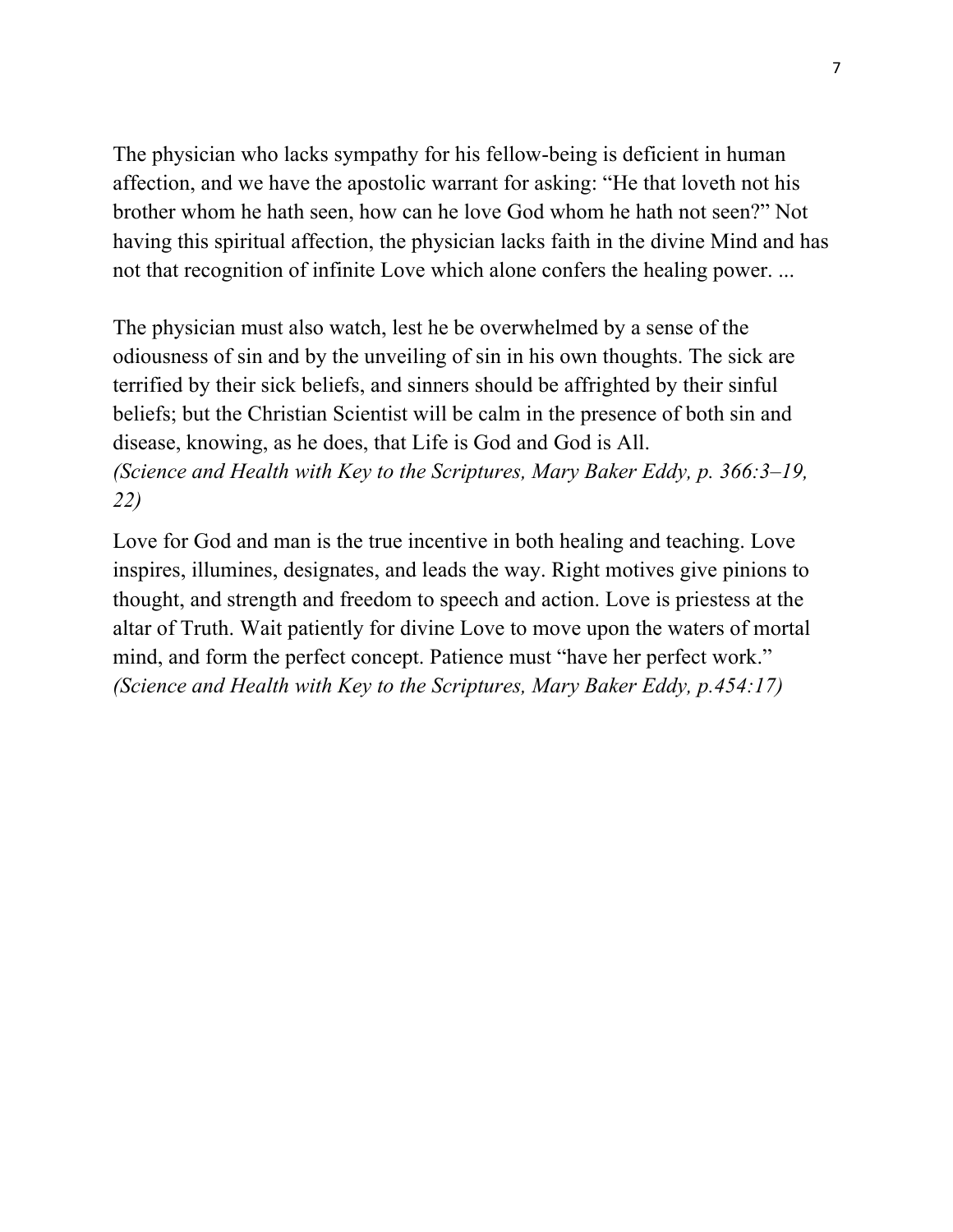The physician who lacks sympathy for his fellow-being is deficient in human affection, and we have the apostolic warrant for asking: “He that loveth not his brother whom he hath seen, how can he love God whom he hath not seen?” Not having this spiritual affection, the physician lacks faith in the divine Mind and has not that recognition of infinite Love which alone confers the healing power. ...

The physician must also watch, lest he be overwhelmed by a sense of the odiousness of sin and by the unveiling of sin in his own thoughts. The sick are terrified by their sick beliefs, and sinners should be affrighted by their sinful beliefs; but the Christian Scientist will be calm in the presence of both sin and disease, knowing, as he does, that Life is God and God is All.
*(Science and Health with Key to the Scriptures, Mary Baker Eddy, p. 366:3–19, 22)*

Love for God and man is the true incentive in both healing and teaching. Love inspires, illumines, designates, and leads the way. Right motives give pinions to thought, and strength and freedom to speech and action. Love is priestess at the altar of Truth. Wait patiently for divine Love to move upon the waters of mortal mind, and form the perfect concept. Patience must “have her perfect work.”
*(Science and Health with Key to the Scriptures, Mary Baker Eddy, p.454:17)*